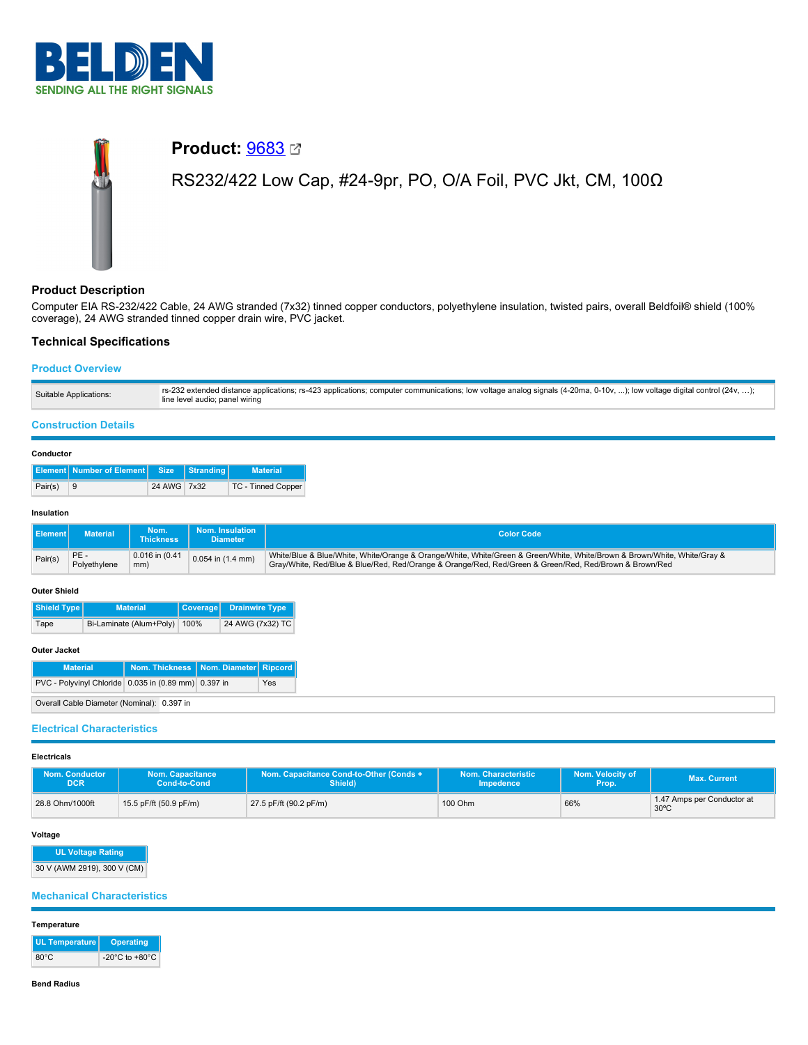# Product: 9683

RS232/422 Low Cap, #24-9pr, PO, O/A Foil, PVC Jkt, CM, 100Ω

## Product Description

Computer EIA RS-232/422 Cable, 24 AWG stranded (7x32) tinned copper conductors, polyethylene insulation, twisted pairs, overall Beldfoil® shield (100% coverage), 24 AWG stranded tinned copper drain wire, PVC jacket.

## Technical Specifications

### Product Overview

| | |
|---|---|
| Suitable Applications: | rs-232 extended distance applications; rs-423 applications; computer communications; low voltage analog signals (4-20ma, 0-10v, ...); low voltage digital control (24v, ...); line level audio; panel wiring |

### Construction Details

#### Conductor

| Element | Number of Element | Size | Stranding | Material |
|---|---|---|---|---|
| Pair(s) | 9 | 24 AWG | 7x32 | TC - Tinned Copper |

#### Insulation

| Element | Material | Nom. Thickness | Nom. Insulation Diameter | Color Code |
|---|---|---|---|---|
| Pair(s) | PE - Polyethylene | 0.016 in (0.41 mm) | 0.054 in (1.4 mm) | White/Blue & Blue/White, White/Orange & Orange/White, White/Green & Green/White, White/Brown & Brown/White, White/Gray & Gray/White, Red/Blue & Blue/Red, Red/Orange & Orange/Red, Red/Green & Green/Red, Red/Brown & Brown/Red |

#### Outer Shield

| Shield Type | Material | Coverage | Drainwire Type |
|---|---|---|---|
| Tape | Bi-Laminate (Alum+Poly) | 100% | 24 AWG (7x32) TC |

#### Outer Jacket

| Material | Nom. Thickness | Nom. Diameter | Ripcord |
|---|---|---|---|
| PVC - Polyvinyl Chloride | 0.035 in (0.89 mm) | 0.397 in | Yes |

| | |
|---|---|
| Overall Cable Diameter (Nominal): | 0.397 in |

### Electrical Characteristics

#### Electricals

| Nom. Conductor DCR | Nom. Capacitance Cond-to-Cond | Nom. Capacitance Cond-to-Other (Conds + Shield) | Nom. Characteristic Impedence | Nom. Velocity of Prop. | Max. Current |
|---|---|---|---|---|---|
| 28.8 Ohm/1000ft | 15.5 pF/ft (50.9 pF/m) | 27.5 pF/ft (90.2 pF/m) | 100 Ohm | 66% | 1.47 Amps per Conductor at 30ºC |

#### Voltage

| UL Voltage Rating |
|---|
| 30 V (AWM 2919), 300 V (CM) |

### Mechanical Characteristics

#### Temperature

| UL Temperature | Operating |
|---|---|
| 80°C | -20°C to +80°C |

#### Bend Radius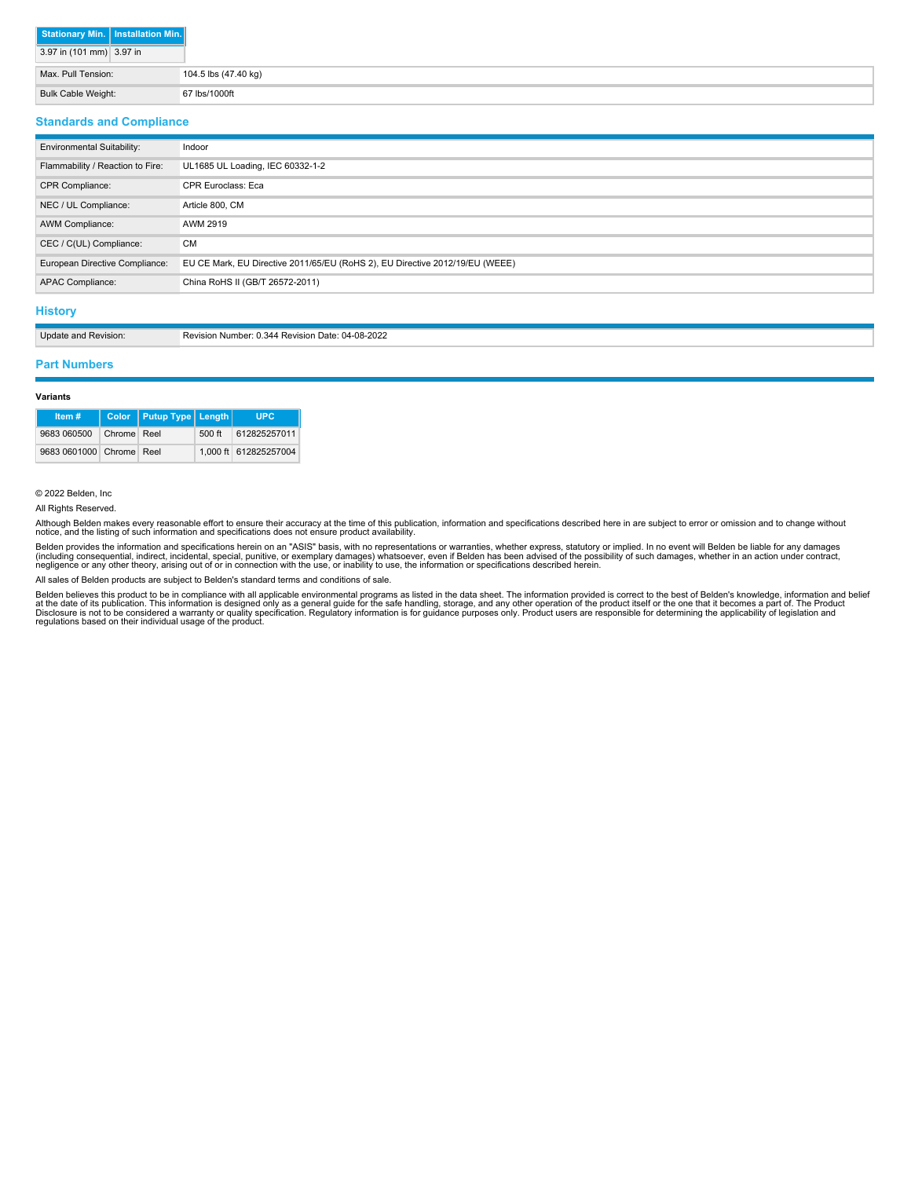| Stationary Min. | Installation Min. |
| --- | --- |
| 3.97 in (101 mm) | 3.97 in |

| | |
| --- | --- |
| Max. Pull Tension: | 104.5 lbs (47.40 kg) |
| Bulk Cable Weight: | 67 lbs/1000ft |

## Standards and Compliance

| | |
| --- | --- |
| Environmental Suitability: | Indoor |
| Flammability / Reaction to Fire: | UL1685 UL Loading, IEC 60332-1-2 |
| CPR Compliance: | CPR Euroclass: Eca |
| NEC / UL Compliance: | Article 800, CM |
| AWM Compliance: | AWM 2919 |
| CEC / C(UL) Compliance: | CM |
| European Directive Compliance: | EU CE Mark, EU Directive 2011/65/EU (RoHS 2), EU Directive 2012/19/EU (WEEE) |
| APAC Compliance: | China RoHS II (GB/T 26572-2011) |

## History

| | |
| --- | --- |
| Update and Revision: | Revision Number: 0.344 Revision Date: 04-08-2022 |

## Part Numbers

### Variants

| Item # | Color | Putup Type | Length | UPC |
| --- | --- | --- | --- | --- |
| 9683 060500 | Chrome | Reel | 500 ft | 612825257011 |
| 9683 0601000 | Chrome | Reel | 1,000 ft | 612825257004 |

© 2022 Belden, Inc

All Rights Reserved.

Although Belden makes every reasonable effort to ensure their accuracy at the time of this publication, information and specifications described here in are subject to error or omission and to change without notice, and the listing of such information and specifications does not ensure product availability.

Belden provides the information and specifications herein on an "ASIS" basis, with no representations or warranties, whether express, statutory or implied. In no event will Belden be liable for any damages (including consequential, indirect, incidental, special, punitive, or exemplary damages) whatsoever, even if Belden has been advised of the possibility of such damages, whether in an action under contract, negligence or any other theory, arising out of or in connection with the use, or inability to use, the information or specifications described herein.

All sales of Belden products are subject to Belden's standard terms and conditions of sale.

Belden believes this product to be in compliance with all applicable environmental programs as listed in the data sheet. The information provided is correct to the best of Belden's knowledge, information and belief at the date of its publication. This information is designed only as a general guide for the safe handling, storage, and any other operation of the product itself or the one that it becomes a part of. The Product Disclosure is not to be considered a warranty or quality specification. Regulatory information is for guidance purposes only. Product users are responsible for determining the applicability of legislation and regulations based on their individual usage of the product.